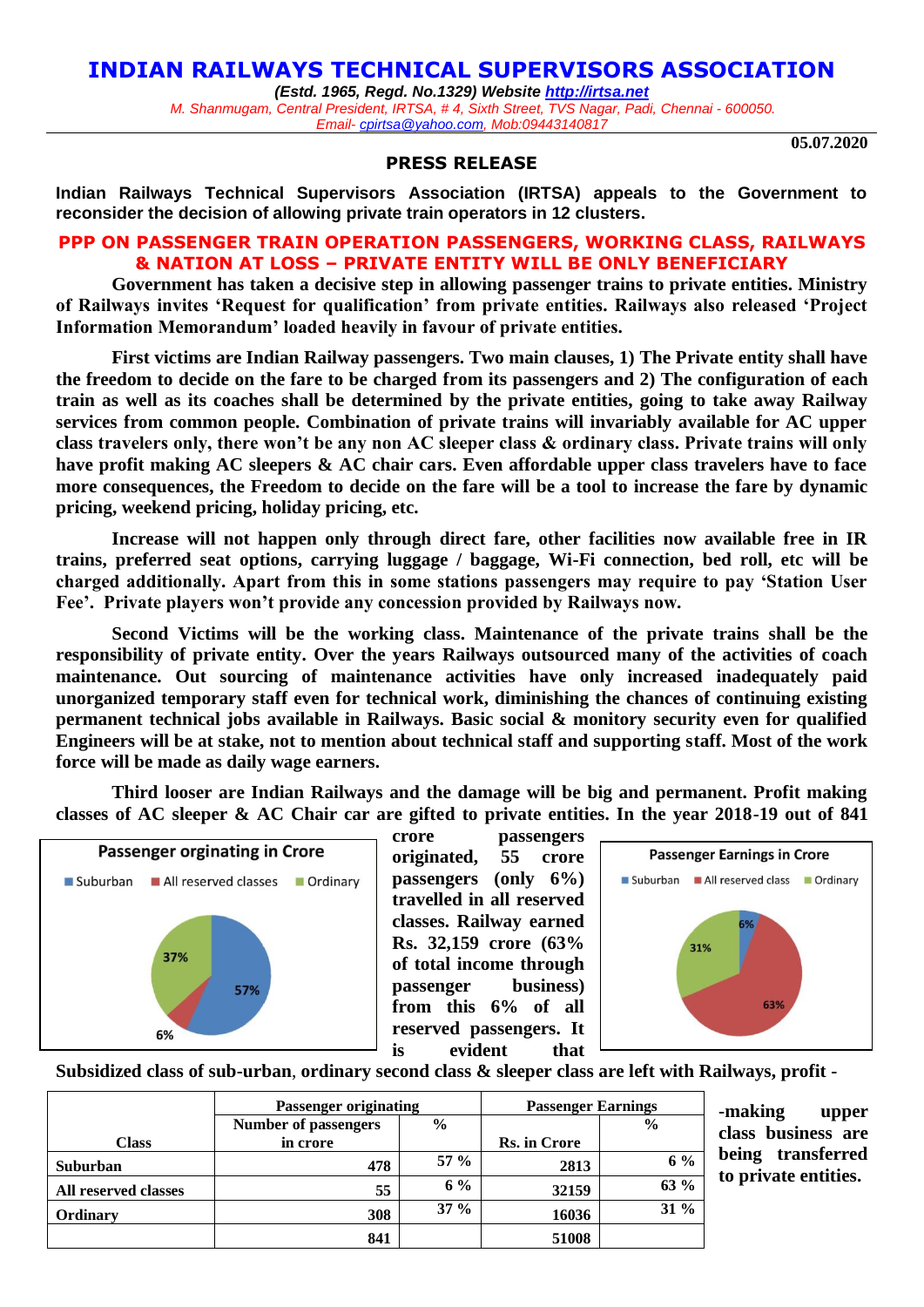# INDIAN RAILWAYS TECHNICAL SUPERVISORS ASSOCIATION

*(Estd. 1965, Regd. No.1329) Website http://irtsa.net*

*M. Shanmugam, Central President, IRTSA, # 4, Sixth Street, TVS Nagar, Padi, Chennai - 600050.*
*Email- cpirtsa@yahoo.com, Mob:09443140817*

**05.07.2020**

## PRESS RELEASE

**Indian Railways Technical Supervisors Association (IRTSA) appeals to the Government to reconsider the decision of allowing private train operators in 12 clusters.**

## PPP ON PASSENGER TRAIN OPERATION PASSENGERS, WORKING CLASS, RAILWAYS & NATION AT LOSS – PRIVATE ENTITY WILL BE ONLY BENEFICIARY

**Government has taken a decisive step in allowing passenger trains to private entities. Ministry of Railways invites 'Request for qualification' from private entities. Railways also released 'Project Information Memorandum' loaded heavily in favour of private entities.**

**First victims are Indian Railway passengers. Two main clauses, 1) The Private entity shall have the freedom to decide on the fare to be charged from its passengers and 2) The configuration of each train as well as its coaches shall be determined by the private entities, going to take away Railway services from common people. Combination of private trains will invariably available for AC upper class travelers only, there won't be any non AC sleeper class & ordinary class. Private trains will only have profit making AC sleepers & AC chair cars. Even affordable upper class travelers have to face more consequences, the Freedom to decide on the fare will be a tool to increase the fare by dynamic pricing, weekend pricing, holiday pricing, etc.**

**Increase will not happen only through direct fare, other facilities now available free in IR trains, preferred seat options, carrying luggage / baggage, Wi-Fi connection, bed roll, etc will be charged additionally. Apart from this in some stations passengers may require to pay 'Station User Fee'. Private players won't provide any concession provided by Railways now.**

**Second Victims will be the working class. Maintenance of the private trains shall be the responsibility of private entity. Over the years Railways outsourced many of the activities of coach maintenance. Out sourcing of maintenance activities have only increased inadequately paid unorganized temporary staff even for technical work, diminishing the chances of continuing existing permanent technical jobs available in Railways. Basic social & monitory security even for qualified Engineers will be at stake, not to mention about technical staff and supporting staff. Most of the work force will be made as daily wage earners.**

**Third looser are Indian Railways and the damage will be big and permanent. Profit making classes of AC sleeper & AC Chair car are gifted to private entities. In the year 2018-19 out of 841 crore passengers originated, 55 crore passengers (only 6%) travelled in all reserved classes. Railway earned Rs. 32,159 crore (63% of total income through passenger business) from this 6% of all reserved passengers. It is evident that Subsidized class of sub-urban, ordinary second class & sleeper class are left with Railways, profit -making upper class business are being transferred to private entities.**

Passenger orginating in Crore

- Suburban: 57%
- All reserved classes: 6%
- Ordinary: 37%

Passenger Earnings in Crore

- Suburban: 6%
- All reserved class: 63%
- Ordinary: 31%

| Class | Passenger originating | | Passenger Earnings | |
|---|---|---|---|---|
| | Number of passengers in crore | % | Rs. in Crore | % |
| Suburban | 478 | 57 % | 2813 | 6 % |
| All reserved classes | 55 | 6 % | 32159 | 63 % |
| Ordinary | 308 | 37 % | 16036 | 31 % |
| | 841 | | 51008 | |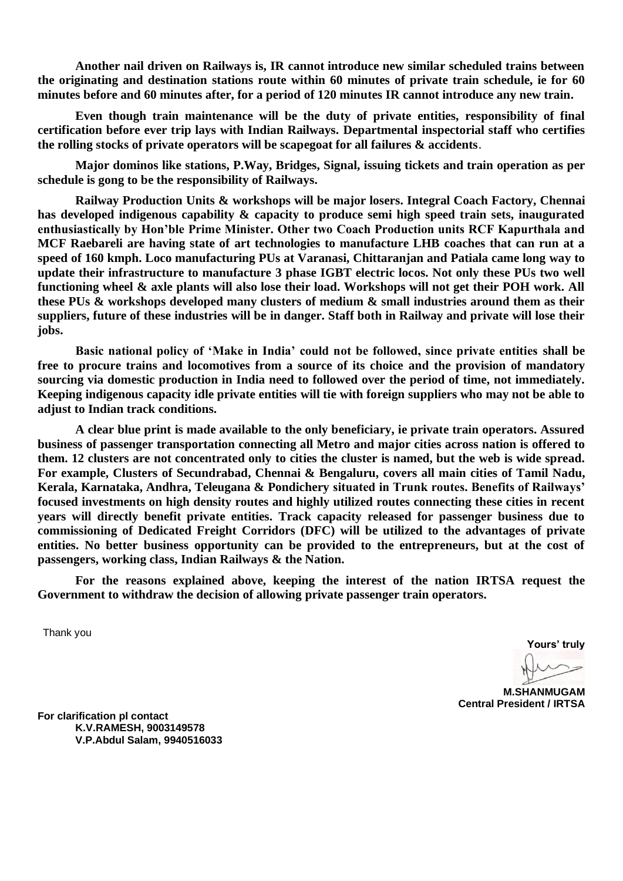**Another nail driven on Railways is, IR cannot introduce new similar scheduled trains between the originating and destination stations route within 60 minutes of private train schedule, ie for 60 minutes before and 60 minutes after, for a period of 120 minutes IR cannot introduce any new train.**

**Even though train maintenance will be the duty of private entities, responsibility of final certification before ever trip lays with Indian Railways. Departmental inspectorial staff who certifies the rolling stocks of private operators will be scapegoat for all failures & accidents**.

**Major dominos like stations, P.Way, Bridges, Signal, issuing tickets and train operation as per schedule is gong to be the responsibility of Railways.**

**Railway Production Units & workshops will be major losers. Integral Coach Factory, Chennai has developed indigenous capability & capacity to produce semi high speed train sets, inaugurated enthusiastically by Hon'ble Prime Minister. Other two Coach Production units RCF Kapurthala and MCF Raebareli are having state of art technologies to manufacture LHB coaches that can run at a speed of 160 kmph. Loco manufacturing PUs at Varanasi, Chittaranjan and Patiala came long way to update their infrastructure to manufacture 3 phase IGBT electric locos. Not only these PUs two well functioning wheel & axle plants will also lose their load. Workshops will not get their POH work. All these PUs & workshops developed many clusters of medium & small industries around them as their suppliers, future of these industries will be in danger. Staff both in Railway and private will lose their jobs.**

**Basic national policy of 'Make in India' could not be followed, since private entities shall be free to procure trains and locomotives from a source of its choice and the provision of mandatory sourcing via domestic production in India need to followed over the period of time, not immediately. Keeping indigenous capacity idle private entities will tie with foreign suppliers who may not be able to adjust to Indian track conditions.**

**A clear blue print is made available to the only beneficiary, ie private train operators. Assured business of passenger transportation connecting all Metro and major cities across nation is offered to them. 12 clusters are not concentrated only to cities the cluster is named, but the web is wide spread. For example, Clusters of Secundrabad, Chennai & Bengaluru, covers all main cities of Tamil Nadu, Kerala, Karnataka, Andhra, Teleugana & Pondichery situated in Trunk routes. Benefits of Railways' focused investments on high density routes and highly utilized routes connecting these cities in recent years will directly benefit private entities. Track capacity released for passenger business due to commissioning of Dedicated Freight Corridors (DFC) will be utilized to the advantages of private entities. No better business opportunity can be provided to the entrepreneurs, but at the cost of passengers, working class, Indian Railways & the Nation.**

**For the reasons explained above, keeping the interest of the nation IRTSA request the Government to withdraw the decision of allowing private passenger train operators.**

Thank you

**Yours' truly**

**M.SHANMUGAM**
**Central President / IRTSA**

**For clarification pl contact**
**K.V.RAMESH, 9003149578**
**V.P.Abdul Salam, 9940516033**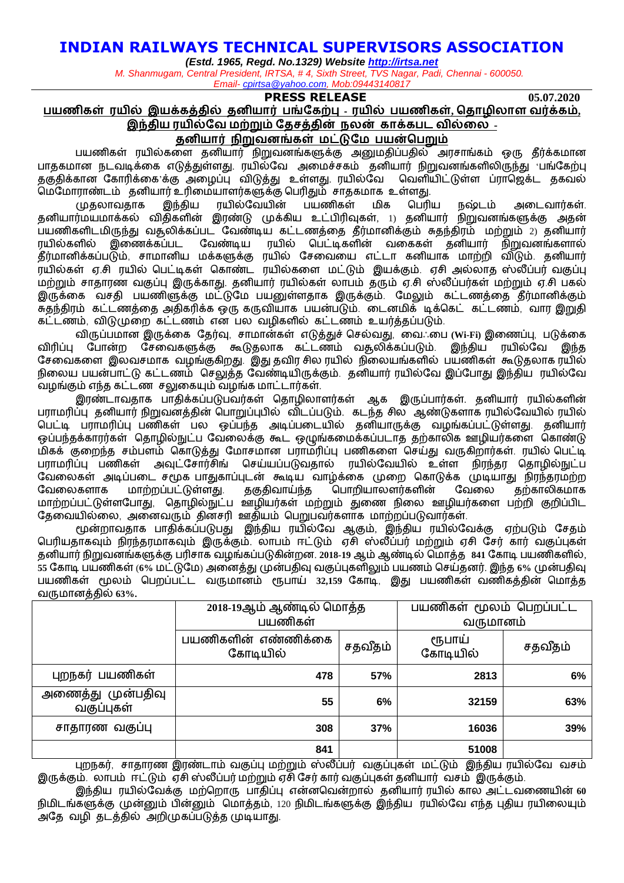# INDIAN RAILWAYS TECHNICAL SUPERVISORS ASSOCIATION

*(Estd. 1965, Regd. No.1329) Website http://irtsa.net*

*M. Shanmugam, Central President, IRTSA, # 4, Sixth Street, TVS Nagar, Padi, Chennai - 600050.*

*Email- cpirtsa@yahoo.com, Mob:09443140817*

**PRESS RELEASE** **05.07.2020**

## பயணிகள் ரயில் இயக்கத்தில் தனியார் பங்கேற்பு - ரயில் பயணிகள், தொழிலாள வர்க்கம், இந்திய ரயில்வே மற்றும் தேசத்தின் நலன் காக்கபட வில்லை - தனியார் நிறுவனங்கள் மட்டுமே பயன்பெறும்

பயணிகள் ரயில்களை தனியார் நிறுவனங்களுக்கு அனுமதிப்பதில் அரசாங்கம் ஒரு தீர்க்கமான பாதகமான நடவடிக்கை எடுத்துள்ளது. ரயில்வே அமைச்சகம் தனியார் நிறுவனங்களிலிருந்து 'பங்கேற்பு தகுதிக்கான கோரிக்கை'க்கு அழைப்பு விடுத்து உள்ளது. ரயில்வே வெளியிட்டுள்ள ப்ராஜெக்ட் தகவல் மெமோராண்டம் தனியார் உரிமையாளர்களுக்கு பெரிதும் சாதகமாக உள்ளது.

முதலாவதாக இந்திய ரயில்வேயின் பயணிகள் மிக பெரிய நஷ்டம் அடைவார்கள். தனியார்மயமாக்கல் விதிகளின் இரண்டு முக்கிய உட்பிரிவுகள், 1) தனியார் நிறுவனங்களுக்கு அதன் பயணிகளிடமிருந்து வசூலிக்கப்பட வேண்டிய கட்டணத்தை தீர்மானிக்கும் சுதந்திரம் மற்றும் 2) தனியார் ரயில்களில் இணைக்கப்பட வேண்டிய ரயில் பெட்டிகளின் வகைகள் தனியார் நிறுவனங்களால் தீர்மானிக்கப்படும், சாமானிய மக்களுக்கு ரயில் சேவையை எட்டா கனியாக மாற்றி விடும். தனியார் ரயில்கள் ஏ.சி ரயில் பெட்டிகள் கொண்ட ரயில்களை மட்டும் இயக்கும். ஏசி அல்லாத ஸ்லீப்பர் வகுப்பு மற்றும் சாதாரண வகுப்பு இருக்காது. தனியார் ரயில்கள் லாபம் தரும் ஏ.சி ஸ்லீப்பர்கள் மற்றும் ஏ.சி பகல் இருக்கை வசதி பயணிளுக்கு மட்டுமே பயனுள்ளதாக இருக்கும். மேலும் கட்டணத்தை தீர்மானிக்கும் சுதந்திரம் கட்டணத்தை அதிகரிக்க ஒரு கருவியாக பயன்படும். டைனமிக் டிக்கெட் கட்டணம், வார இறுதி கட்டணம், விடுமுறை கட்டணம் என பல வழிகளில் கட்டணம் உயர்த்தப்படும்.

விருப்பமான இருக்கை தேர்வு, சாமான்கள் எடுத்துச் செல்வது, வைஃபை (Wi-Fi) இணைப்பு, படுக்கை விரிப்பு போன்ற சேவைகளுக்கு கூடுதலாக கட்டணம் வசூலிக்கப்படும். இந்திய ரயில்வே இந்த சேவைகளை இலவசமாக வழங்குகிறது. இது தவிர சில ரயில் நிலையங்களில் பயணிகள் கூடுதலாக ரயில் நிலைய பயன்பாட்டு கட்டணம் செலுத்த வேண்டியிருக்கும். தனியார் ரயில்வே இப்போது இந்திய ரயில்வே வழங்கும் எந்த கட்டண சலுகையும் வழங்க மாட்டார்கள்.

இரண்டாவதாக பாதிக்கப்படுபவர்கள் தொழிலாளர்கள் ஆக இருப்பார்கள். தனியார் ரயில்களின் பராமரிப்பு தனியார் நிறுவனத்தின் பொறுப்புயில் விடப்படும். கடந்த சில ஆண்டுகளாக ரயில்வேயில் ரயில் பெட்டி பராமரிப்பு பணிகள் பல ஒப்பந்த அடிப்படையில் தனியாருக்கு வழங்கப்பட்டுள்ளது. தனியார் ஒப்பந்தக்காரர்கள் தொழில்நுட்ப வேலைக்கு கூட ஒழுங்கமைக்கப்படாத தற்காலிக ஊழியர்களை கொண்டு மிகக் குறைந்த சம்பளம் கொடுத்து மோசமான பராமரிப்பு பணிகளை செய்து வருகிறார்கள். ரயில் பெட்டி பராமரிப்பு பணிகள் அவுட்சோர்சிங் செய்யப்படுவதால் ரயில்வேயில் உள்ள நிரந்தர தொழில்நுட்ப வேலைகள் அடிப்படை சமூக பாதுகாப்புடன் கூடிய வாழ்க்கை முறை கொடுக்க முடியாது நிரந்தரமற்ற வேலைகளாக மாற்றப்பட்டுள்ளது. தகுதிவாய்ந்த பொறியாலாளர்களின் வேலை தற்காலிகமாக மாற்றப்பட்டுள்ளபோது, தொழில்நுட்ப ஊழியர்கள் மற்றும் துணை நிலை ஊழியர்களை பற்றி குறிப்பிட தேவையில்லை, அனைவரும் தினசரி ஊதியம் பெறுபவர்களாக மாற்றப்படுவார்கள்.

மூன்றாவதாக பாதிக்கப்படுபது இந்திய ரயில்வே ஆகும், இந்திய ரயில்வேக்கு ஏற்படும் சேதம் பெரியதாகவும் நிரந்தரமாகவும் இருக்கும். லாபம் ஈட்டும் ஏசி ஸ்லீப்பர் மற்றும் ஏசி சேர் கார் வகுப்புகள் தனியார் நிறுவனங்களுக்கு பரிசாக வழங்கப்படுகின்றன. 2018-19 ஆம் ஆண்டில் மொத்த 841 கோடி பயணிகளில், 55 கோடி பயணிகள் (6% மட்டுமே) அனைத்து முன்பதிவு வகுப்புகளிலும் பயணம் செய்தனர். இந்த 6% முன்பதிவு பயணிகள் மூலம் பெறப்பட்ட வருமானம் ரூபாய் 32,159 கோடி, இது பயணிகள் வணிகத்தின் மொத்த வருமானத்தில் 63%.

| | 2018-19ஆம் ஆண்டில் மொத்த பயணிகள் | | பயணிகள் மூலம் பெறப்பட்ட வருமானம் | |
|---|---|---|---|---|
| | பயணிகளின் எண்ணிக்கை கோடியில் | சதவீதம் | ரூபாய் கோடியில் | சதவீதம் |
| புறநகர் பயணிகள் | 478 | 57% | 2813 | 6% |
| அனைத்து முன்பதிவு வகுப்புகள் | 55 | 6% | 32159 | 63% |
| சாதாரண வகுப்பு | 308 | 37% | 16036 | 39% |
| | 841 | | 51008 | |

புறநகர், சாதாரண இரண்டாம் வகுப்பு மற்றும் ஸ்லீப்பர் வகுப்புகள் மட்டும் இந்திய ரயில்வே வசம் இருக்கும். லாபம் ஈட்டும் ஏசி ஸ்லீப்பர் மற்றும் ஏசி சேர் கார் வகுப்புகள் தனியார் வசம் இருக்கும்.

இந்திய ரயில்வேக்கு மற்றொரு பாதிப்பு என்னவென்றால் தனியார் ரயில் கால அட்டவணையின் 60 நிமிடங்களுக்கு முன்னும் பின்னும் மொத்தம், 120 நிமிடங்களுக்கு இந்திய ரயில்வே எந்த புதிய ரயிலையும் அதே வழி தடத்தில் அறிமுகப்படுத்த முடியாது.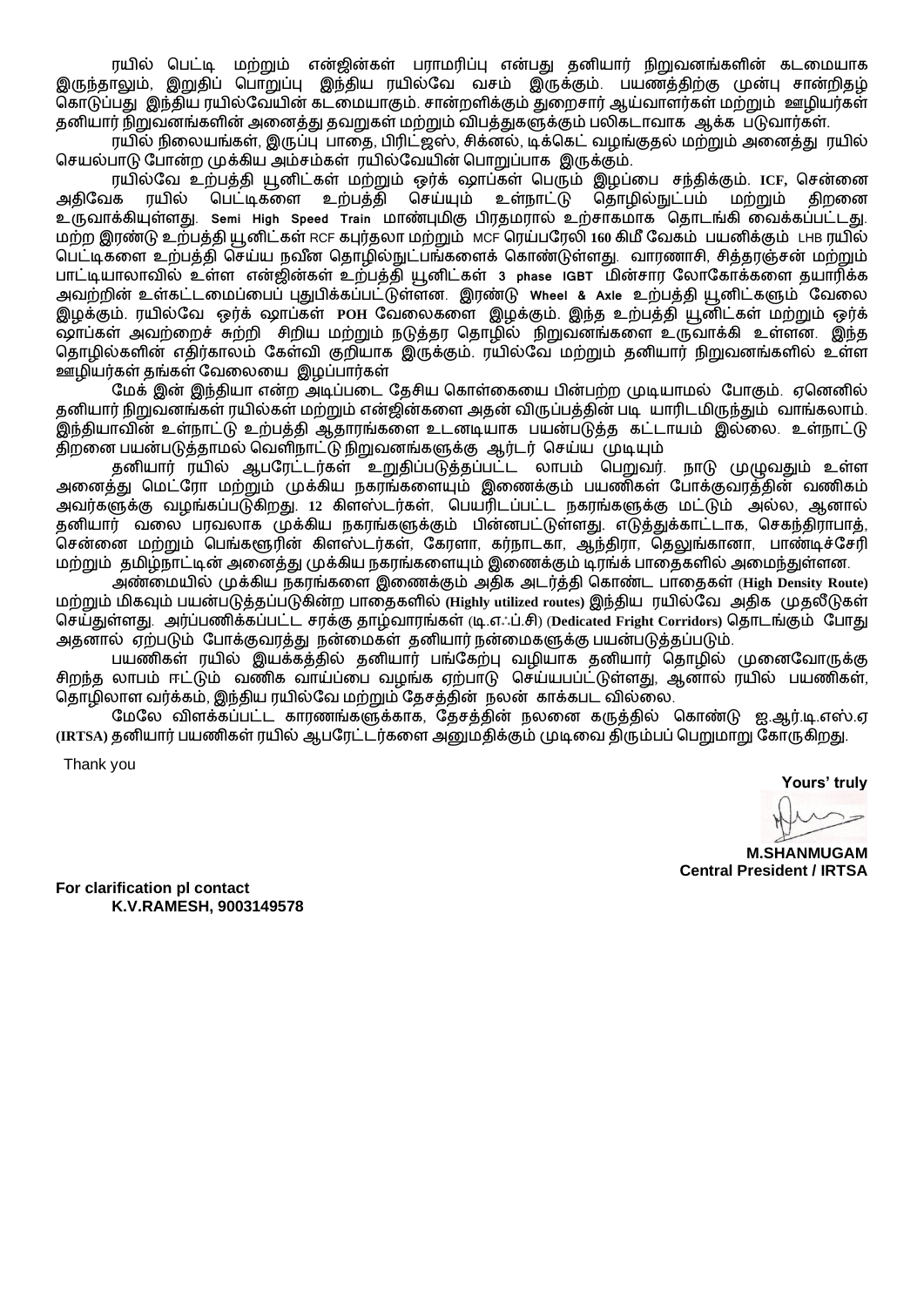ரயில் பெட்டி மற்றும் என்ஜின்கள் பராமரிப்பு என்பது தனியார் நிறுவனங்களின் கடமையாக இருந்தாலும், இறுதிப் பொறுப்பு இந்திய ரயில்வே வசம் இருக்கும். பயணத்திற்கு முன்பு சான்றிதழ் கொடுப்பது இந்திய ரயில்வேயின் கடமையாகும். சான்றளிக்கும் துறைசார் ஆய்வாளர்கள் மற்றும் ஊழியர்கள் தனியார் நிறுவனங்களின் அனைத்து தவறுகள் மற்றும் விபத்துகளுக்கும் பலிகடாவாக ஆக்க படுவார்கள்.

ரயில் நிலையங்கள், இருப்பு பாதை, பிரிட்ஜஸ், சிக்னல், டிக்கெட் வழங்குதல் மற்றும் அனைத்து ரயில் செயல்பாடு போன்ற முக்கிய அம்சம்கள் ரயில்வேயின் பொறுப்பாக இருக்கும்.

ரயில்வே உற்பத்தி யூனிட்கள் மற்றும் ஒர்க் ஷாப்கள் பெரும் இழப்பை சந்திக்கும். **ICF,** சென்னை அதிவேக ரயில் பெட்டிகளை உற்பத்தி செய்யும் உள்நாட்டு தொழில்நுட்பம் மற்றும் திறனை உருவாக்கியுள்ளது. **Semi High Speed Train** மாண்புமிகு பிரதமரால் உற்சாகமாக தொடங்கி வைக்கப்பட்டது. மற்ற இரண்டு உற்பத்தி யூனிட்கள் RCF கபுர்தலா மற்றும் MCF ரெய்பரேலி **160** கிமீ வேகம் பயனிக்கும் LHB ரயில் பெட்டிகளை உற்பத்தி செய்ய நவீன தொழில்நுட்பங்களைக் கொண்டுள்ளது. வாரணாசி, சித்தரஞ்சன் மற்றும் பாட்டியாலாவில் உள்ள என்ஜின்கள் உற்பத்தி யூனிட்கள் **3 phase IGBT** மின்சார லோகோக்களை தயாரிக்க அவற்றின் உள்கட்டமைப்பைப் புதுபிக்கப்பட்டுள்ளன. இரண்டு **Wheel & Axle** உற்பத்தி யூனிட்களும் வேலை இழக்கும். ரயில்வே ஒர்க் ஷாப்கள் **POH** வேலைகளை இழக்கும். இந்த உற்பத்தி யூனிட்கள் மற்றும் ஒர்க் ஷாப்கள் அவற்றைச் சுற்றி சிறிய மற்றும் நடுத்தர தொழில் நிறுவனங்களை உருவாக்கி உள்ளன. இந்த தொழில்களின் எதிர்காலம் கேள்வி குறியாக இருக்கும். ரயில்வே மற்றும் தனியார் நிறுவனங்களில் உள்ள ஊழியர்கள் தங்கள் வேலையை இழப்பார்கள்

மேக் இன் இந்தியா என்ற அடிப்படை தேசிய கொள்கையை பின்பற்ற முடியாமல் போகும். ஏனெனில் தனியார் நிறுவனங்கள் ரயில்கள் மற்றும் என்ஜின்களை அதன் விருப்பத்தின் படி யாரிடமிருந்தும் வாங்கலாம். இந்தியாவின் உள்நாட்டு உற்பத்தி ஆதாரங்களை உடனடியாக பயன்படுத்த கட்டாயம் இல்லை. உள்நாட்டு திறனை பயன்படுத்தாமல் வெளிநாட்டு நிறுவனங்களுக்கு ஆர்டர் செய்ய முடியும்

தனியார் ரயில் ஆபரேட்டர்கள் உறுதிப்படுத்தப்பட்ட லாபம் பெறுவர். நாடு முழுவதும் உள்ள அனைத்து மெட்ரோ மற்றும் முக்கிய நகரங்களையும் இணைக்கும் பயணிகள் போக்குவரத்தின் வணிகம் அவர்களுக்கு வழங்கப்படுகிறது. **12** கிளஸ்டர்கள், பெயரிடப்பட்ட நகரங்களுக்கு மட்டும் அல்ல, ஆனால் தனியார் வலை பரவலாக முக்கிய நகரங்களுக்கும் பின்னபட்டுள்ளது. எடுத்துக்காட்டாக, செகந்திராபாத், சென்னை மற்றும் பெங்களூரின் கிளஸ்டர்கள், கேரளா, கர்நாடகா, ஆந்திரா, தெலுங்கானா, பாண்டிச்சேரி மற்றும் தமிழ்நாட்டின் அனைத்து முக்கிய நகரங்களையும் இணைக்கும் டிரங்க் பாதைகளில் அமைந்துள்ளன.

அண்மையில் முக்கிய நகரங்களை இணைக்கும் அதிக அடர்த்தி கொண்ட பாதைகள் (**High Density Route**) மற்றும் மிகவும் பயன்படுத்தப்படுகின்ற பாதைகளில் **(Highly utilized routes)** இந்திய ரயில்வே அதிக முதலீடுகள் செய்துள்ளது. அர்ப்பணிக்கப்பட்ட சரக்கு தாழ்வாரங்கள் (டி.எ.்ப்.சி) (**Dedicated Fright Corridors**) தொடங்கும் போது அதனால் ஏற்படும் போக்குவரத்து நன்மைகள் தனியார் நன்மைகளுக்கு பயன்படுத்தப்படும்.

பயணிகள் ரயில் இயக்கத்தில் தனியார் பங்கேற்பு வழியாக தனியார் தொழில் முனைவோருக்கு சிறந்த லாபம் ஈட்டும் வணிக வாய்ப்பை வழங்க ஏற்பாடு செய்யபப்ட்டுள்ளது, ஆனால் ரயில் பயணிகள், தொழிலாள வர்க்கம், இந்திய ரயில்வே மற்றும் தேசத்தின் நலன் காக்கபட வில்லை.

மேலே விளக்கப்பட்ட காரணங்களுக்காக, தேசத்தின் நலனை கருத்தில் கொண்டு ஐ.ஆர்.டி.எஸ்.ஏ **(IRTSA)** தனியார் பயணிகள் ரயில் ஆபரேட்டர்களை அனுமதிக்கும் முடிவை திரும்பப் பெறுமாறு கோருகிறது.

Thank you

**Yours' truly**

**M.SHANMUGAM**
**Central President / IRTSA**

**For clarification pl contact**
**K.V.RAMESH, 9003149578**